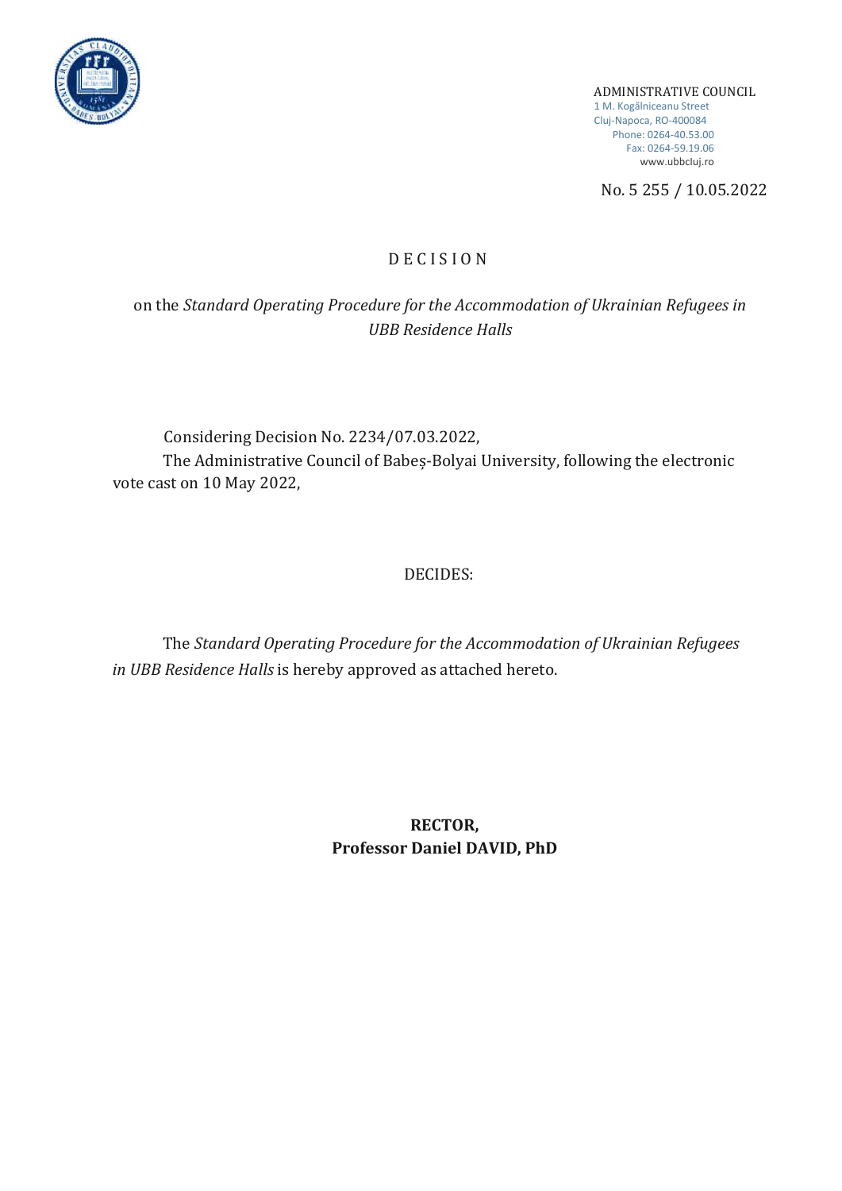ADMINISTRATIVE COUNCIL
1 M. Kogălniceanu Street
Cluj-Napoca, RO-400084
Phone: 0264-40.53.00
Fax: 0264-59.19.06
www.ubbcluj.ro

No. 5 255 / 10.05.2022

# D E C I S I O N

on the *Standard Operating Procedure for the Accommodation of Ukrainian Refugees in UBB Residence Halls*

Considering Decision No. 2234/07.03.2022,

The Administrative Council of Babeş-Bolyai University, following the electronic vote cast on 10 May 2022,

DECIDES:

The *Standard Operating Procedure for the Accommodation of Ukrainian Refugees in UBB Residence Halls* is hereby approved as attached hereto.

**RECTOR,**
**Professor Daniel DAVID, PhD**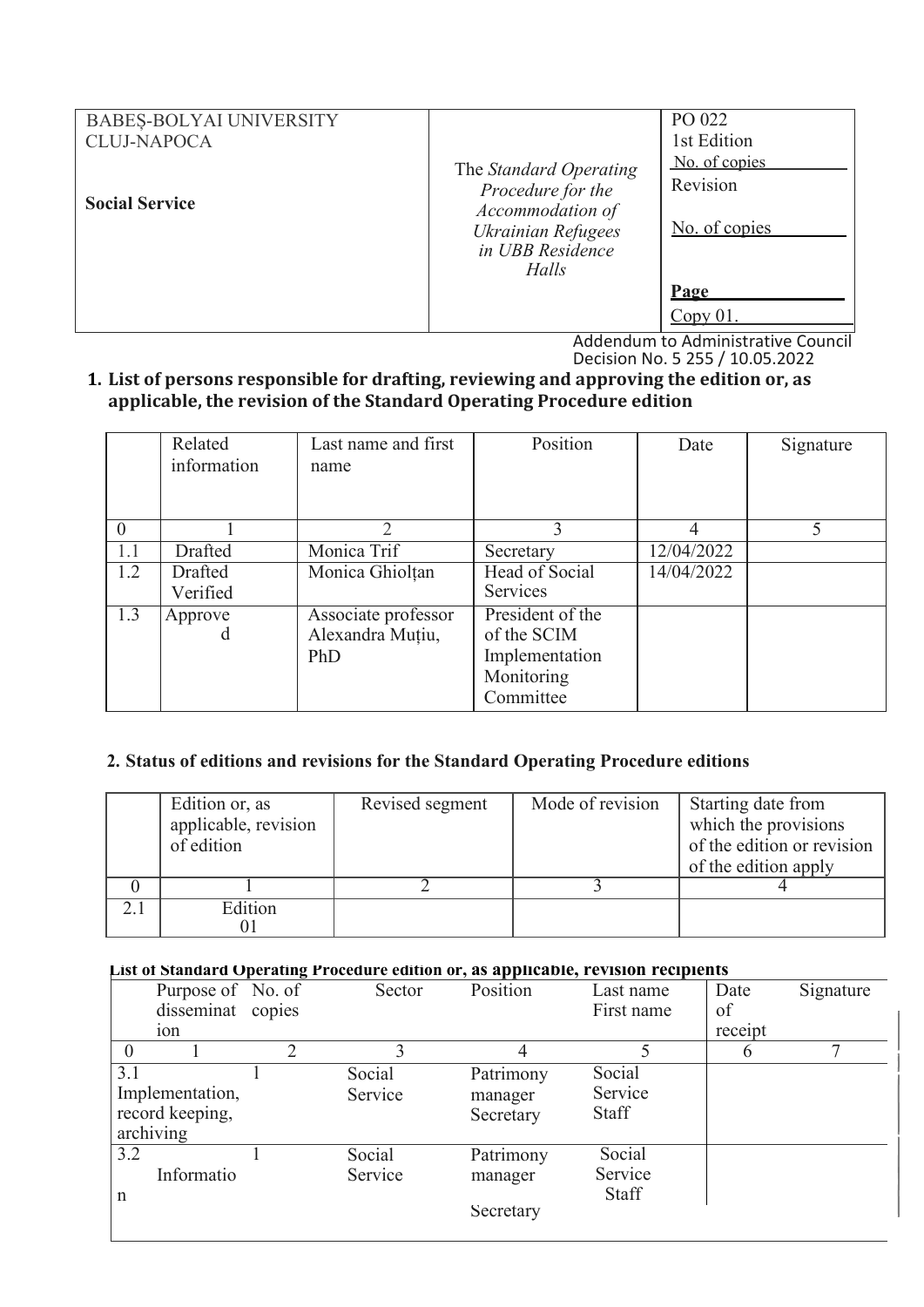| BABEȘ-BOLYAI UNIVERSITY CLUJ-NAPOCA<br><br>**Social Service** | The *Standard Operating Procedure for the Accommodation of Ukrainian Refugees in UBB Residence Halls* | PO 022<br>1st Edition<br>No. of copies<br>Revision<br><br>No. of copies<br><br>**Page**<br>Copy 01. |
|---|---|---|

Addendum to Administrative Council Decision No. 5 255 / 10.05.2022

## 1. List of persons responsible for drafting, reviewing and approving the edition or, as applicable, the revision of the Standard Operating Procedure edition

| | Related information | Last name and first name | Position | Date | Signature |
|---|---|---|---|---|---|
| 0 | 1 | 2 | 3 | 4 | 5 |
| 1.1 | Drafted | Monica Trif | Secretary | 12/04/2022 | |
| 1.2 | Drafted Verified | Monica Ghiolțan | Head of Social Services | 14/04/2022 | |
| 1.3 | Approved | Associate professor Alexandra Muțiu, PhD | President of the of the SCIM Implementation Monitoring Committee | | |

## 2. Status of editions and revisions for the Standard Operating Procedure editions

| | Edition or, as applicable, revision of edition | Revised segment | Mode of revision | Starting date from which the provisions of the edition or revision of the edition apply |
|---|---|---|---|---|
| 0 | 1 | 2 | 3 | 4 |
| 2.1 | Edition 01 | | | |

**List of Standard Operating Procedure edition or, as applicable, revision recipients**

| | Purpose of dissemination | No. of copies | Sector | Position | Last name First name | Date of receipt | Signature |
|---|---|---|---|---|---|---|---|
| 0 | 1 | 2 | 3 | 4 | 5 | 6 | 7 |
| 3.1 | Implementation, record keeping, archiving | 1 | Social Service | Patrimony manager Secretary | Social Service Staff | | |
| 3.2 | Information | 1 | Social Service | Patrimony manager Secretary | Social Service Staff | | |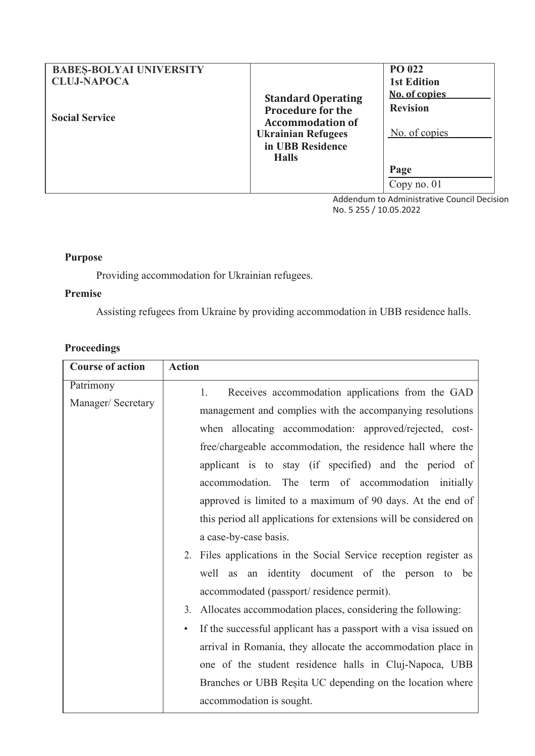| BABEȘ-BOLYAI UNIVERSITY CLUJ-NAPOCA<br><br>Social Service | Standard Operating Procedure for the Accommodation of Ukrainian Refugees in UBB Residence Halls | PO 022<br>1st Edition<br>No. of copies<br>Revision<br>No. of copies<br><br>Page<br>Copy no. 01 |
|---|---|---|

Addendum to Administrative Council Decision No. 5 255 / 10.05.2022

**Purpose**

Providing accommodation for Ukrainian refugees.

**Premise**

Assisting refugees from Ukraine by providing accommodation in UBB residence halls.

**Proceedings**

| Course of action | Action |
|---|---|
| Patrimony Manager/ Secretary | 1. Receives accommodation applications from the GAD management and complies with the accompanying resolutions when allocating accommodation: approved/rejected, cost-free/chargeable accommodation, the residence hall where the applicant is to stay (if specified) and the period of accommodation. The term of accommodation initially approved is limited to a maximum of 90 days. At the end of this period all applications for extensions will be considered on a case-by-case basis.<br>2. Files applications in the Social Service reception register as well as an identity document of the person to be accommodated (passport/ residence permit).<br>3. Allocates accommodation places, considering the following:<br>• If the successful applicant has a passport with a visa issued on arrival in Romania, they allocate the accommodation place in one of the student residence halls in Cluj-Napoca, UBB Branches or UBB Reșita UC depending on the location where accommodation is sought. |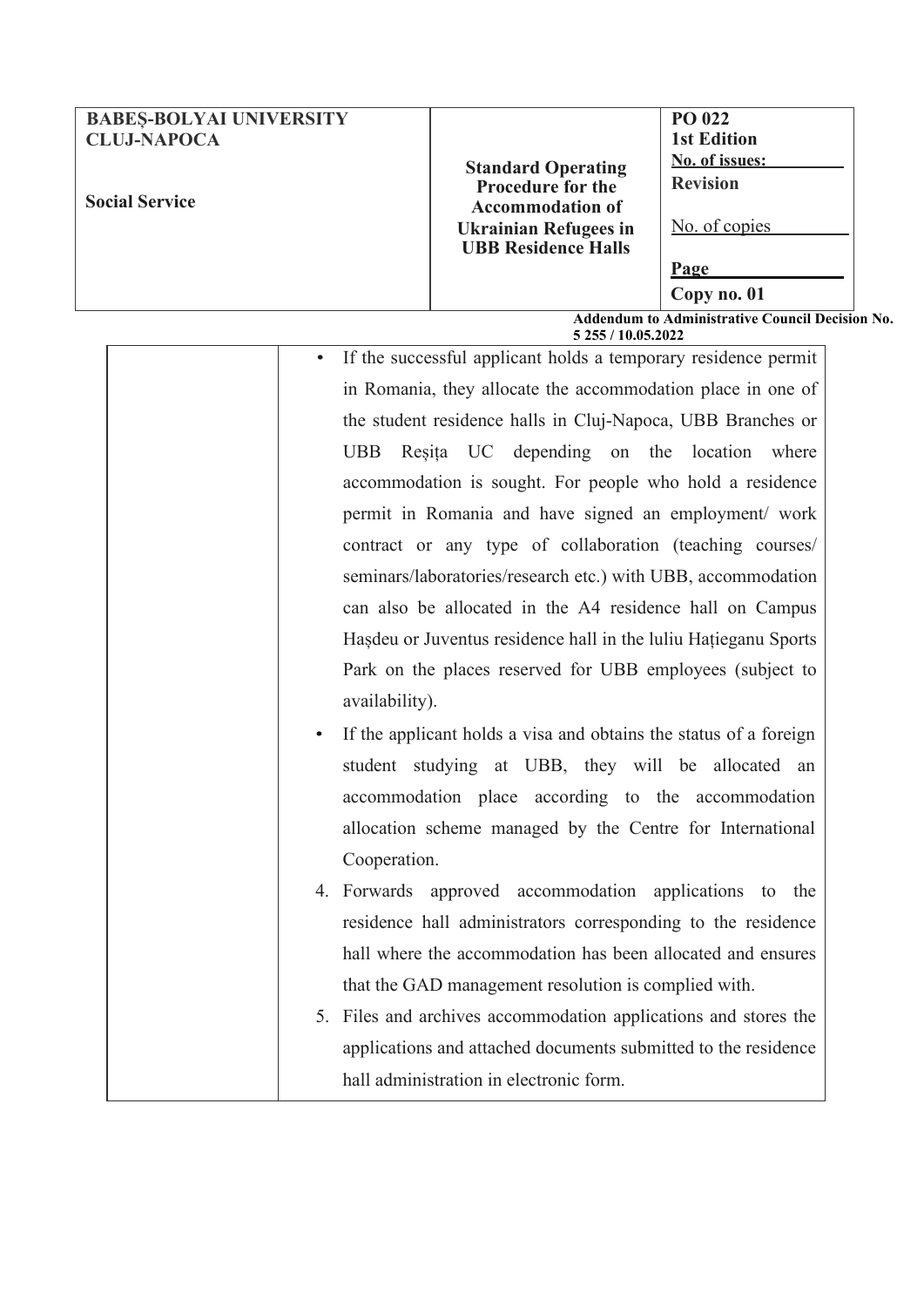| | |
|---|---|
| | • If the successful applicant holds a temporary residence permit in Romania, they allocate the accommodation place in one of the student residence halls in Cluj-Napoca, UBB Branches or UBB Reșița UC depending on the location where accommodation is sought. For people who hold a residence permit in Romania and have signed an employment/ work contract or any type of collaboration (teaching courses/ seminars/laboratories/research etc.) with UBB, accommodation can also be allocated in the A4 residence hall on Campus Hașdeu or Juventus residence hall in the luliu Hațieganu Sports Park on the places reserved for UBB employees (subject to availability).<br>• If the applicant holds a visa and obtains the status of a foreign student studying at UBB, they will be allocated an accommodation place according to the accommodation allocation scheme managed by the Centre for International Cooperation.<br>4. Forwards approved accommodation applications to the residence hall administrators corresponding to the residence hall where the accommodation has been allocated and ensures that the GAD management resolution is complied with.<br>5. Files and archives accommodation applications and stores the applications and attached documents submitted to the residence hall administration in electronic form. |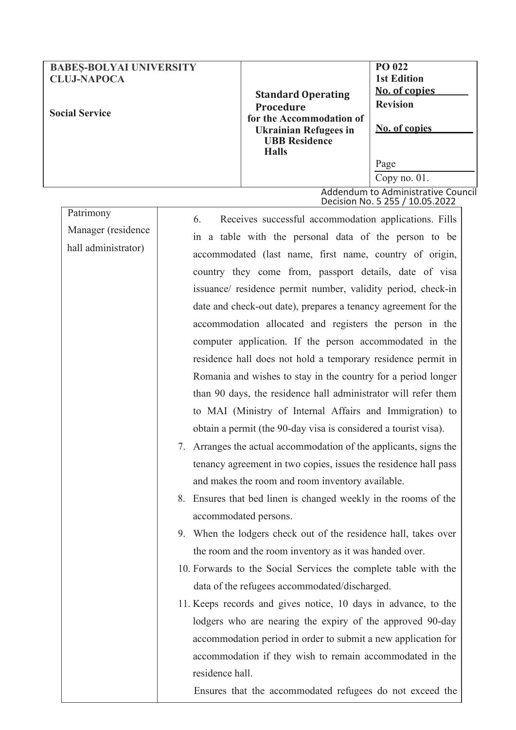| Patrimony Manager (residence hall administrator) | 6. Receives successful accommodation applications. Fills in a table with the personal data of the person to be accommodated (last name, first name, country of origin, country they come from, passport details, date of visa issuance/ residence permit number, validity period, check-in date and check-out date), prepares a tenancy agreement for the accommodation allocated and registers the person in the computer application. If the person accommodated in the residence hall does not hold a temporary residence permit in Romania and wishes to stay in the country for a period longer than 90 days, the residence hall administrator will refer them to MAI (Ministry of Internal Affairs and Immigration) to obtain a permit (the 90-day visa is considered a tourist visa).<br>7. Arranges the actual accommodation of the applicants, signs the tenancy agreement in two copies, issues the residence hall pass and makes the room and room inventory available.<br>8. Ensures that bed linen is changed weekly in the rooms of the accommodated persons.<br>9. When the lodgers check out of the residence hall, takes over the room and the room inventory as it was handed over.<br>10. Forwards to the Social Services the complete table with the data of the refugees accommodated/discharged.<br>11. Keeps records and gives notice, 10 days in advance, to the lodgers who are nearing the expiry of the approved 90-day accommodation period in order to submit a new application for accommodation if they wish to remain accommodated in the residence hall.<br>Ensures that the accommodated refugees do not exceed the |
|---|---|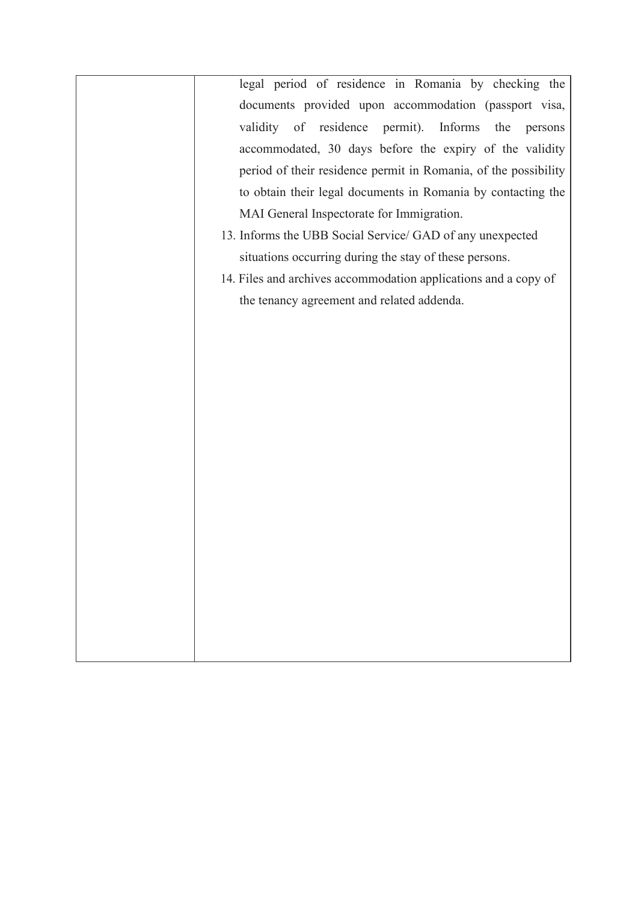| | |
|---|---|
| | legal period of residence in Romania by checking the documents provided upon accommodation (passport visa, validity of residence permit). Informs the persons accommodated, 30 days before the expiry of the validity period of their residence permit in Romania, of the possibility to obtain their legal documents in Romania by contacting the MAI General Inspectorate for Immigration.<br>13. Informs the UBB Social Service/ GAD of any unexpected situations occurring during the stay of these persons.<br>14. Files and archives accommodation applications and a copy of the tenancy agreement and related addenda. |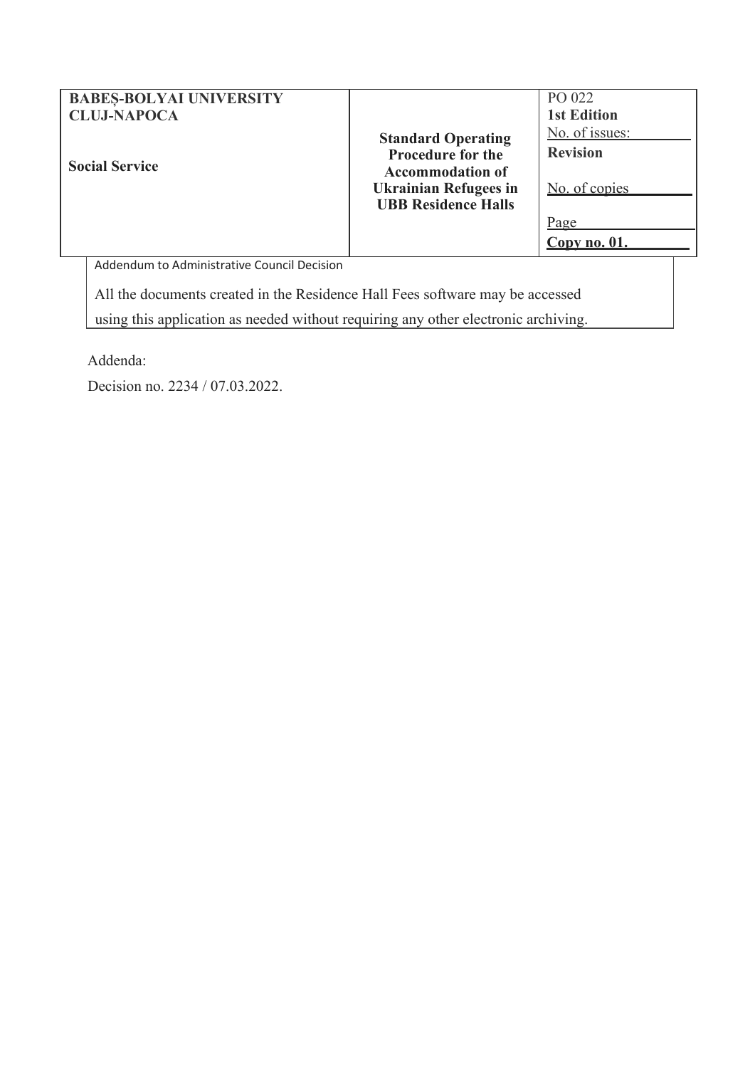Addendum to Administrative Council Decision

All the documents created in the Residence Hall Fees software may be accessed using this application as needed without requiring any other electronic archiving.

Addenda:

Decision no. 2234 / 07.03.2022.